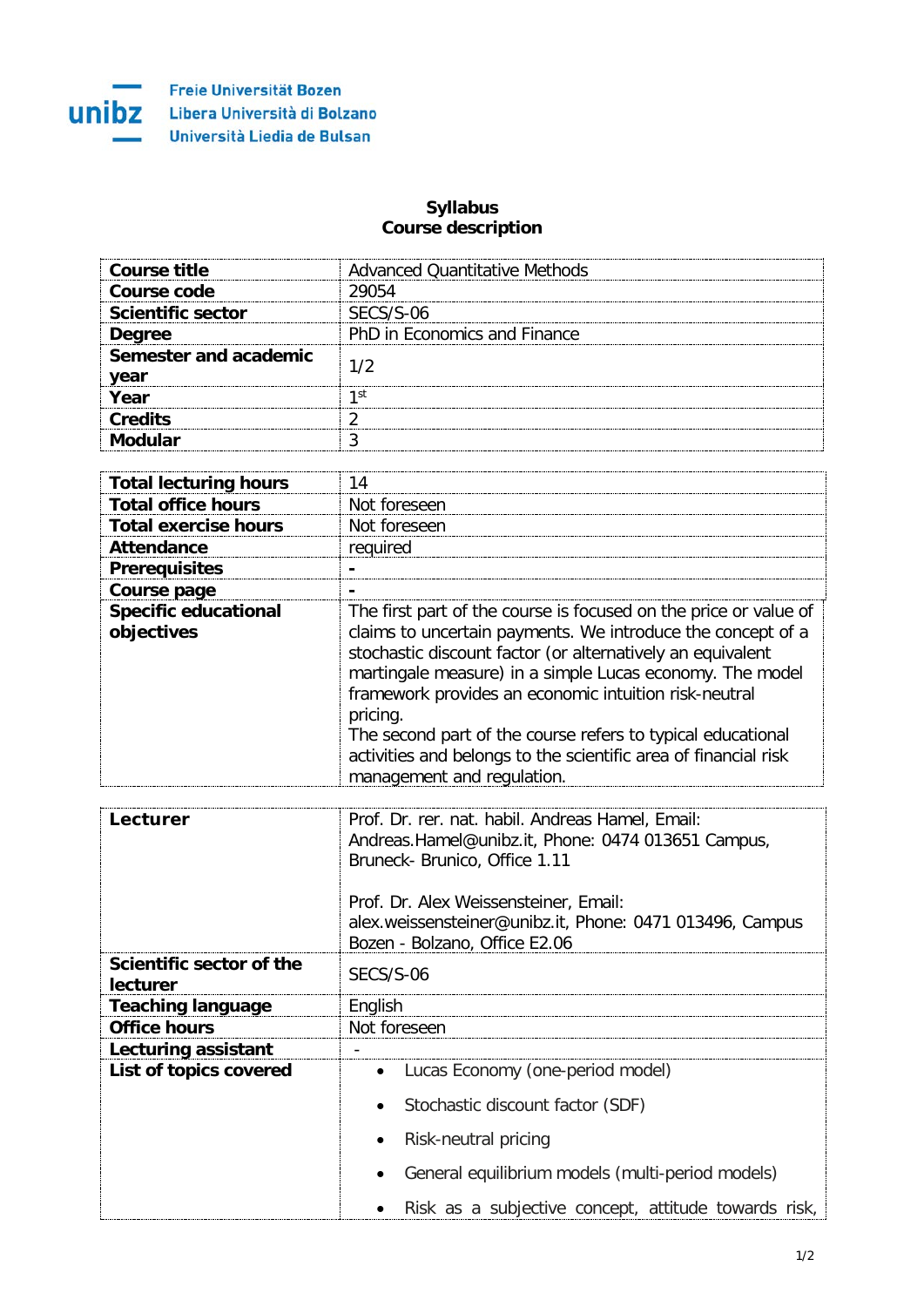Freie Universität Bozen
Libera Università di Bolzano
Università Liedia de Bulsan

# Syllabus
## Course description

| | |
|---|---|
| **Course title** | Advanced Quantitative Methods |
| **Course code** | 29054 |
| **Scientific sector** | SECS/S-06 |
| **Degree** | PhD in Economics and Finance |
| **Semester and academic year** | 1/2 |
| **Year** | 1st |
| **Credits** | 2 |
| **Modular** | 3 |

| | |
|---|---|
| **Total lecturing hours** | 14 |
| **Total office hours** | Not foreseen |
| **Total exercise hours** | Not foreseen |
| **Attendance** | required |
| **Prerequisites** | - |
| **Course page** | - |
| **Specific educational objectives** | The first part of the course is focused on the price or value of claims to uncertain payments. We introduce the concept of a stochastic discount factor (or alternatively an equivalent martingale measure) in a simple Lucas economy. The model framework provides an economic intuition risk-neutral pricing.<br>The second part of the course refers to typical educational activities and belongs to the scientific area of financial risk management and regulation. |

| | |
|---|---|
| **Lecturer** | Prof. Dr. rer. nat. habil. Andreas Hamel, Email: Andreas.Hamel@unibz.it, Phone: 0474 013651 Campus, Bruneck- Brunico, Office 1.11<br><br>Prof. Dr. Alex Weissensteiner, Email: alex.weissensteiner@unibz.it, Phone: 0471 013496, Campus Bozen - Bolzano, Office E2.06 |
| **Scientific sector of the lecturer** | SECS/S-06 |
| **Teaching language** | English |
| **Office hours** | Not foreseen |
| **Lecturing assistant** | - |
| **List of topics covered** | • Lucas Economy (one-period model)<br>• Stochastic discount factor (SDF)<br>• Risk-neutral pricing<br>• General equilibrium models (multi-period models)<br>• Risk as a subjective concept, attitude towards risk, |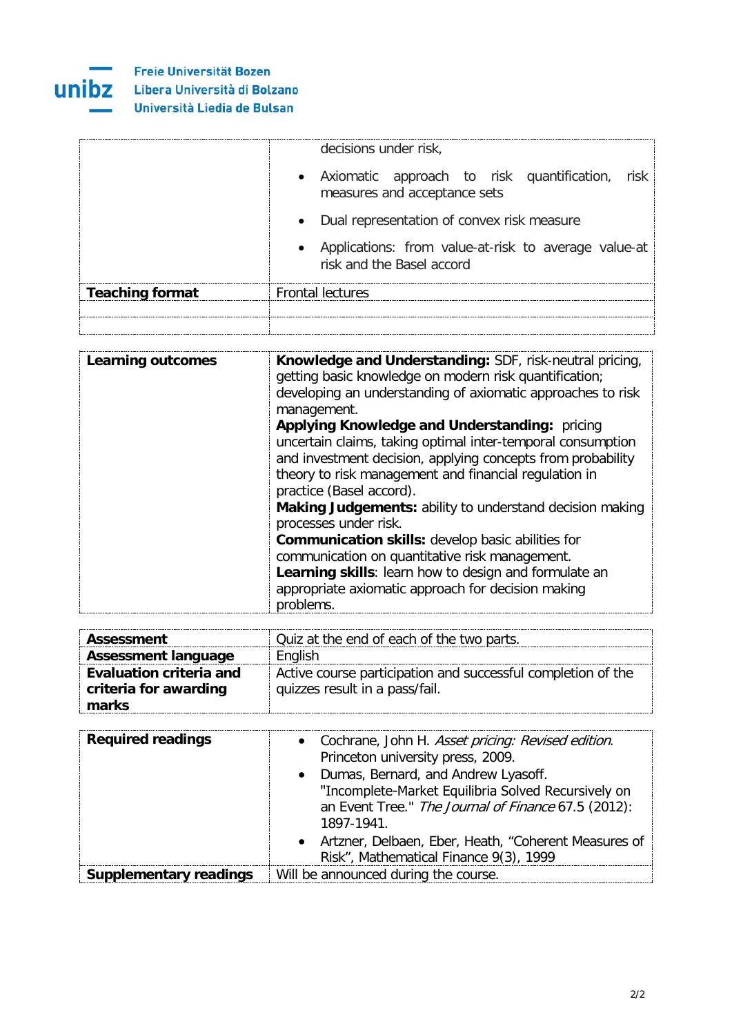| | |
|---|---|
| | decisions under risk,<br>• Axiomatic approach to risk quantification, risk measures and acceptance sets<br>• Dual representation of convex risk measure<br>• Applications: from value-at-risk to average value-at risk and the Basel accord |
| **Teaching format** | Frontal lectures |
| | |
| | |

| | |
|---|---|
| **Learning outcomes** | **Knowledge and Understanding:** SDF, risk-neutral pricing, getting basic knowledge on modern risk quantification; developing an understanding of axiomatic approaches to risk management.<br>**Applying Knowledge and Understanding:** pricing uncertain claims, taking optimal inter-temporal consumption and investment decision, applying concepts from probability theory to risk management and financial regulation in practice (Basel accord).<br>**Making Judgements:** ability to understand decision making processes under risk.<br>**Communication skills:** develop basic abilities for communication on quantitative risk management.<br>**Learning skills**: learn how to design and formulate an appropriate axiomatic approach for decision making problems. |

| | |
|---|---|
| **Assessment** | Quiz at the end of each of the two parts. |
| **Assessment language** | English |
| **Evaluation criteria and criteria for awarding marks** | Active course participation and successful completion of the quizzes result in a pass/fail. |

| | |
|---|---|
| **Required readings** | • Cochrane, John H. *Asset pricing: Revised edition*. Princeton university press, 2009.<br>• Dumas, Bernard, and Andrew Lyasoff. "Incomplete-Market Equilibria Solved Recursively on an Event Tree." *The Journal of Finance* 67.5 (2012): 1897-1941.<br>• Artzner, Delbaen, Eber, Heath, "Coherent Measures of Risk", Mathematical Finance 9(3), 1999 |
| **Supplementary readings** | Will be announced during the course. |